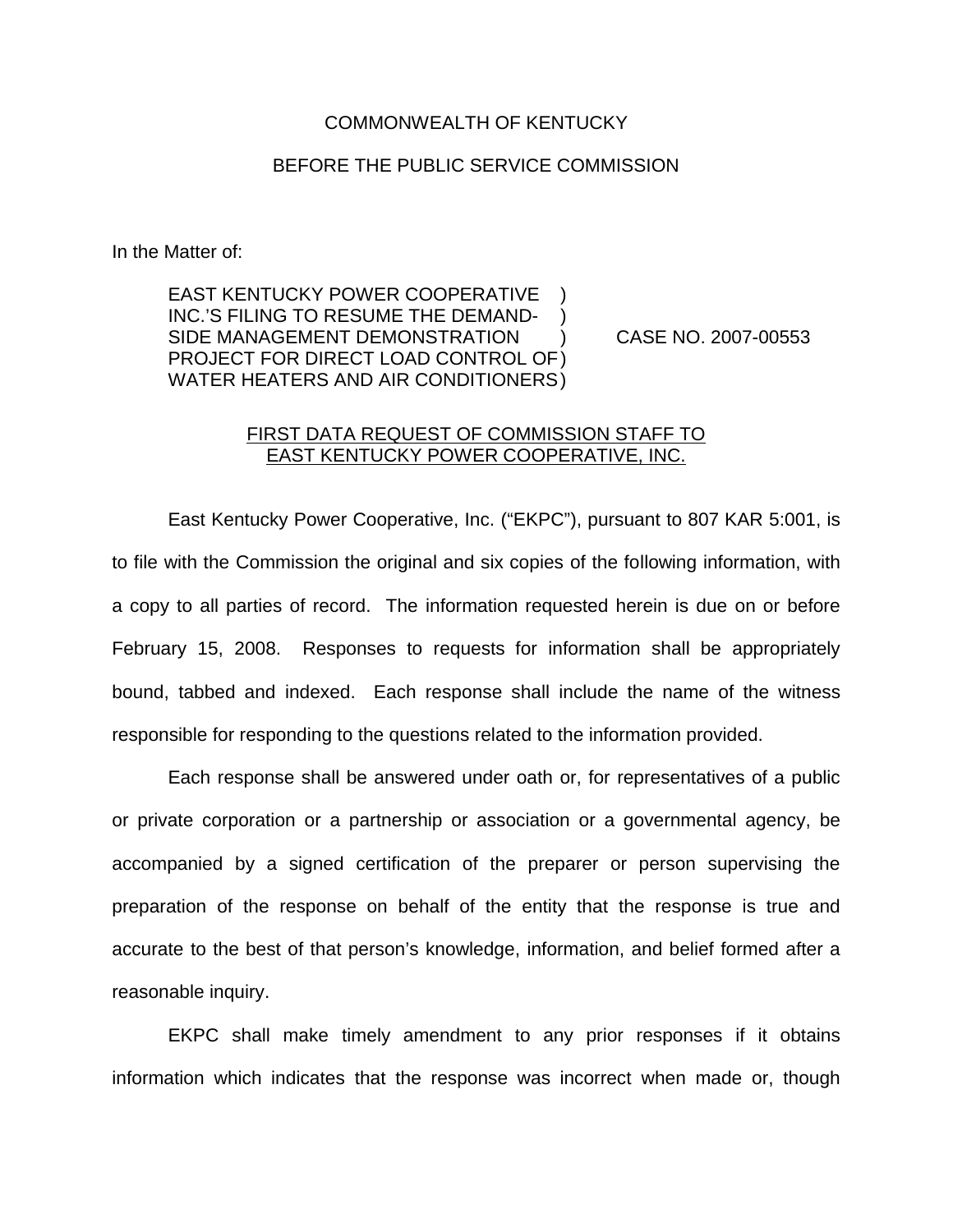COMMONWEALTH OF KENTUCKY

BEFORE THE PUBLIC SERVICE COMMISSION

In the Matter of:

EAST KENTUCKY POWER COOPERATIVE INC.'S FILING TO RESUME THE DEMAND-SIDE MANAGEMENT DEMONSTRATION PROJECT FOR DIRECT LOAD CONTROL OF WATER HEATERS AND AIR CONDITIONERS ) CASE NO. 2007-00553

FIRST DATA REQUEST OF COMMISSION STAFF TO EAST KENTUCKY POWER COOPERATIVE, INC.

East Kentucky Power Cooperative, Inc. ("EKPC"), pursuant to 807 KAR 5:001, is to file with the Commission the original and six copies of the following information, with a copy to all parties of record. The information requested herein is due on or before February 15, 2008. Responses to requests for information shall be appropriately bound, tabbed and indexed. Each response shall include the name of the witness responsible for responding to the questions related to the information provided.

Each response shall be answered under oath or, for representatives of a public or private corporation or a partnership or association or a governmental agency, be accompanied by a signed certification of the preparer or person supervising the preparation of the response on behalf of the entity that the response is true and accurate to the best of that person's knowledge, information, and belief formed after a reasonable inquiry.

EKPC shall make timely amendment to any prior responses if it obtains information which indicates that the response was incorrect when made or, though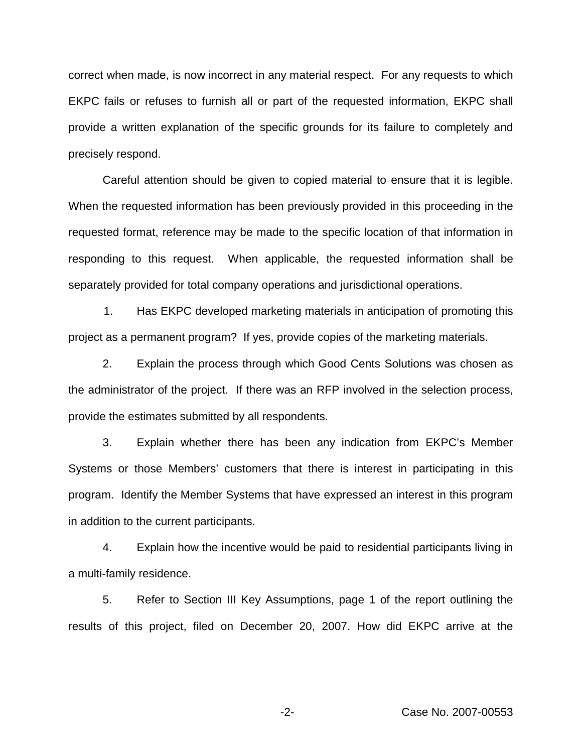correct when made, is now incorrect in any material respect. For any requests to which EKPC fails or refuses to furnish all or part of the requested information, EKPC shall provide a written explanation of the specific grounds for its failure to completely and precisely respond.

Careful attention should be given to copied material to ensure that it is legible. When the requested information has been previously provided in this proceeding in the requested format, reference may be made to the specific location of that information in responding to this request. When applicable, the requested information shall be separately provided for total company operations and jurisdictional operations.

1. Has EKPC developed marketing materials in anticipation of promoting this project as a permanent program? If yes, provide copies of the marketing materials.

2. Explain the process through which Good Cents Solutions was chosen as the administrator of the project. If there was an RFP involved in the selection process, provide the estimates submitted by all respondents.

3. Explain whether there has been any indication from EKPC's Member Systems or those Members' customers that there is interest in participating in this program. Identify the Member Systems that have expressed an interest in this program in addition to the current participants.

4. Explain how the incentive would be paid to residential participants living in a multi-family residence.

5. Refer to Section III Key Assumptions, page 1 of the report outlining the results of this project, filed on December 20, 2007. How did EKPC arrive at the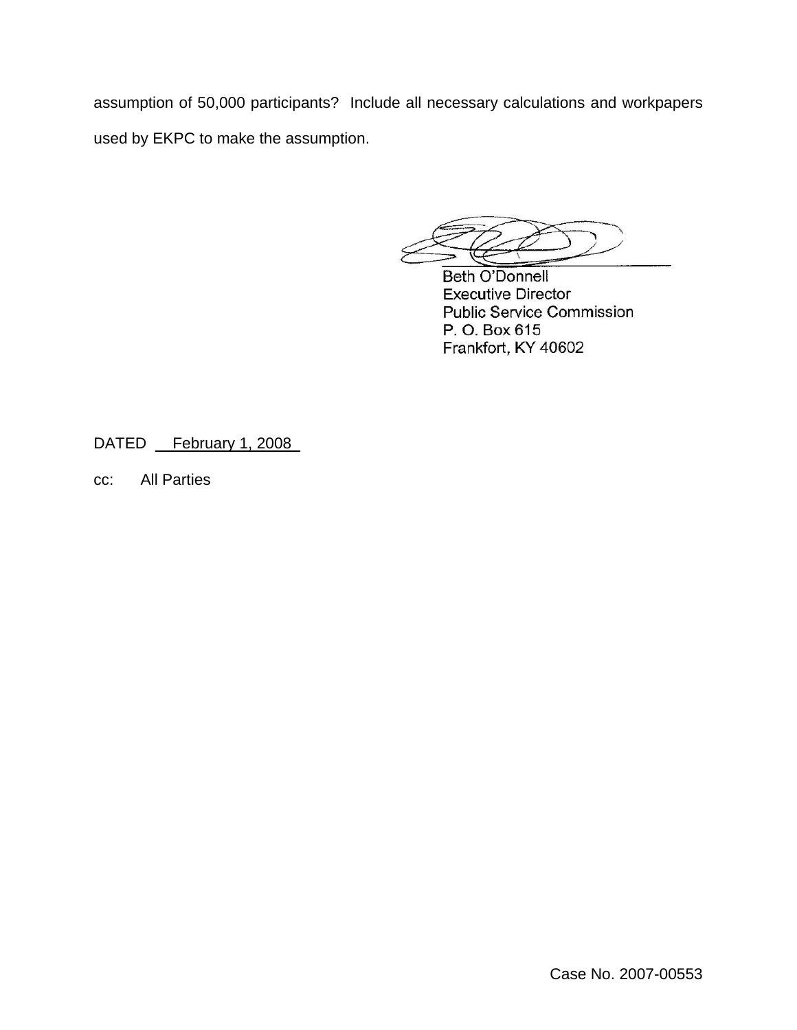assumption of 50,000 participants? Include all necessary calculations and workpapers used by EKPC to make the assumption.

Beth O'Donnell
Executive Director
Public Service Commission
P. O. Box 615
Frankfort, KY 40602

DATED February 1, 2008

cc: All Parties

Case No. 2007-00553